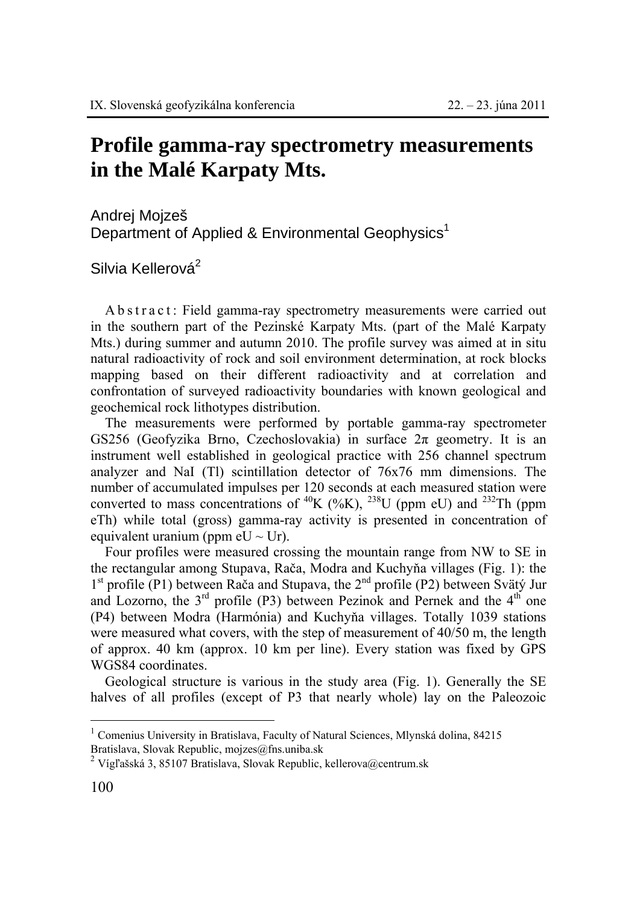# Profile gamma-ray spectrometry measurements in the Malé Karpaty Mts.

Andrej Mojzeš
Department of Applied & Environmental Geophysics[1]

Silvia Kellerová[2]

Abstract: Field gamma-ray spectrometry measurements were carried out in the southern part of the Pezinské Karpaty Mts. (part of the Malé Karpaty Mts.) during summer and autumn 2010. The profile survey was aimed at in situ natural radioactivity of rock and soil environment determination, at rock blocks mapping based on their different radioactivity and at correlation and confrontation of surveyed radioactivity boundaries with known geological and geochemical rock lithotypes distribution.

The measurements were performed by portable gamma-ray spectrometer GS256 (Geofyzika Brno, Czechoslovakia) in surface 2π geometry. It is an instrument well established in geological practice with 256 channel spectrum analyzer and NaI (Tl) scintillation detector of 76x76 mm dimensions. The number of accumulated impulses per 120 seconds at each measured station were converted to mass concentrations of $^{40}$K (%K), $^{238}$U (ppm eU) and $^{232}$Th (ppm eTh) while total (gross) gamma-ray activity is presented in concentration of equivalent uranium (ppm eU ~ Ur).

Four profiles were measured crossing the mountain range from NW to SE in the rectangular among Stupava, Rača, Modra and Kuchyňa villages (Fig. 1): the 1st profile (P1) between Rača and Stupava, the 2nd profile (P2) between Svätý Jur and Lozorno, the 3rd profile (P3) between Pezinok and Pernek and the 4th one (P4) between Modra (Harmónia) and Kuchyňa villages. Totally 1039 stations were measured what covers, with the step of measurement of 40/50 m, the length of approx. 40 km (approx. 10 km per line). Every station was fixed by GPS WGS84 coordinates.

Geological structure is various in the study area (Fig. 1). Generally the SE halves of all profiles (except of P3 that nearly whole) lay on the Paleozoic

---

[1] Comenius University in Bratislava, Faculty of Natural Sciences, Mlynská dolina, 84215 Bratislava, Slovak Republic, mojzes@fns.uniba.sk

[2] Vígľašská 3, 85107 Bratislava, Slovak Republic, kellerova@centrum.sk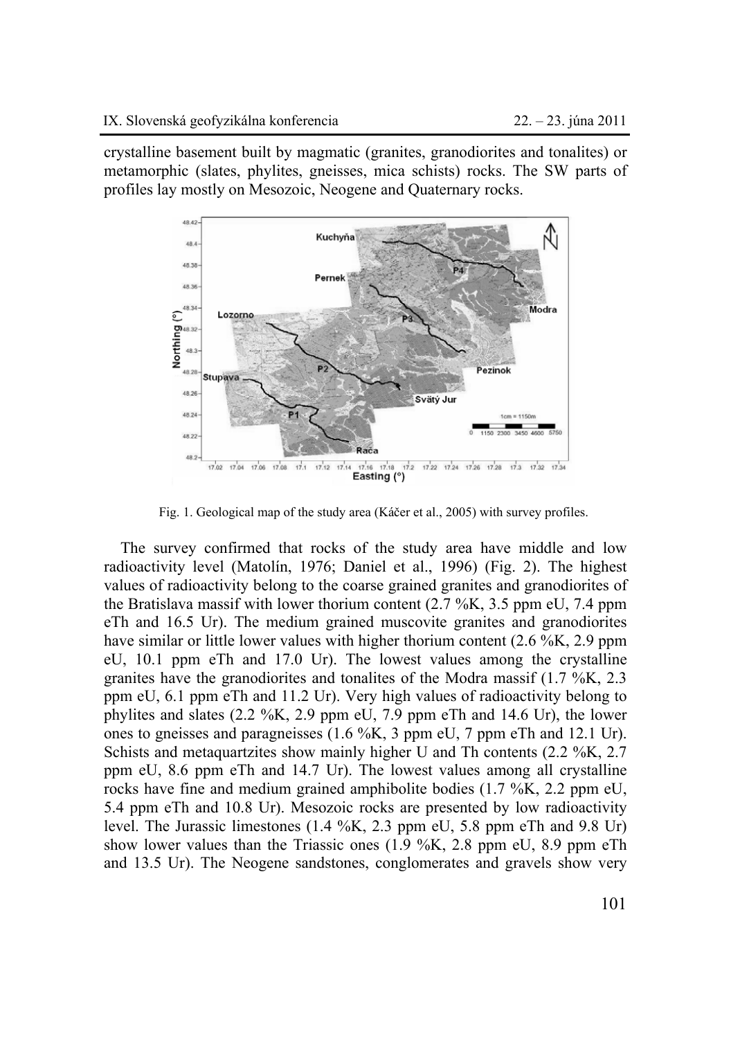crystalline basement built by magmatic (granites, granodiorites and tonalites) or metamorphic (slates, phylites, gneisses, mica schists) rocks. The SW parts of profiles lay mostly on Mesozoic, Neogene and Quaternary rocks.

Fig. 1. Geological map of the study area (Káčer et al., 2005) with survey profiles.

The survey confirmed that rocks of the study area have middle and low radioactivity level (Matolín, 1976; Daniel et al., 1996) (Fig. 2). The highest values of radioactivity belong to the coarse grained granites and granodiorites of the Bratislava massif with lower thorium content (2.7 %K, 3.5 ppm eU, 7.4 ppm eTh and 16.5 Ur). The medium grained muscovite granites and granodiorites have similar or little lower values with higher thorium content (2.6 %K, 2.9 ppm eU, 10.1 ppm eTh and 17.0 Ur). The lowest values among the crystalline granites have the granodiorites and tonalites of the Modra massif (1.7 %K, 2.3 ppm eU, 6.1 ppm eTh and 11.2 Ur). Very high values of radioactivity belong to phylites and slates (2.2 %K, 2.9 ppm eU, 7.9 ppm eTh and 14.6 Ur), the lower ones to gneisses and paragneisses (1.6 %K, 3 ppm eU, 7 ppm eTh and 12.1 Ur). Schists and metaquartzites show mainly higher U and Th contents (2.2 %K, 2.7 ppm eU, 8.6 ppm eTh and 14.7 Ur). The lowest values among all crystalline rocks have fine and medium grained amphibolite bodies (1.7 %K, 2.2 ppm eU, 5.4 ppm eTh and 10.8 Ur). Mesozoic rocks are presented by low radioactivity level. The Jurassic limestones (1.4 %K, 2.3 ppm eU, 5.8 ppm eTh and 9.8 Ur) show lower values than the Triassic ones (1.9 %K, 2.8 ppm eU, 8.9 ppm eTh and 13.5 Ur). The Neogene sandstones, conglomerates and gravels show very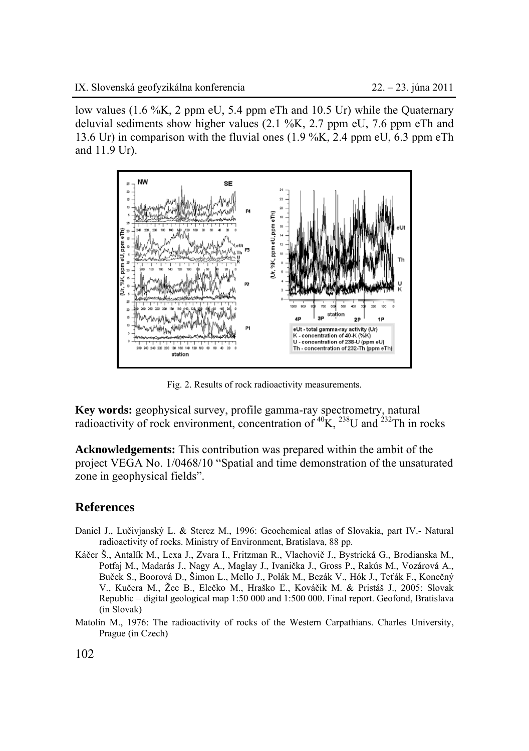low values (1.6 %K, 2 ppm eU, 5.4 ppm eTh and 10.5 Ur) while the Quaternary deluvial sediments show higher values (2.1 %K, 2.7 ppm eU, 7.6 ppm eTh and 13.6 Ur) in comparison with the fluvial ones (1.9 %K, 2.4 ppm eU, 6.3 ppm eTh and 11.9 Ur).

Fig. 2. Results of rock radioactivity measurements.

**Key words:** geophysical survey, profile gamma-ray spectrometry, natural radioactivity of rock environment, concentration of $^{40}K$, $^{238}U$ and $^{232}Th$ in rocks

**Acknowledgements:** This contribution was prepared within the ambit of the project VEGA No. 1/0468/10 "Spatial and time demonstration of the unsaturated zone in geophysical fields".

## References

Daniel J., Lučivjanský L. & Stercz M., 1996: Geochemical atlas of Slovakia, part IV.- Natural radioactivity of rocks. Ministry of Environment, Bratislava, 88 pp.

Káčer Š., Antalík M., Lexa J., Zvara I., Fritzman R., Vlachovič J., Bystrická G., Brodianska M., Potfaj M., Madarás J., Nagy A., Maglay J., Ivanička J., Gross P., Rakús M., Vozárová A., Buček S., Boorová D., Šimon L., Mello J., Polák M., Bezák V., Hók J., Teťák F., Konečný V., Kučera M., Žec B., Elečko M., Hraško Ľ., Kováčik M. & Pristáš J., 2005: Slovak Republic – digital geological map 1:50 000 and 1:500 000. Final report. Geofond, Bratislava (in Slovak)

Matolín M., 1976: The radioactivity of rocks of the Western Carpathians. Charles University, Prague (in Czech)